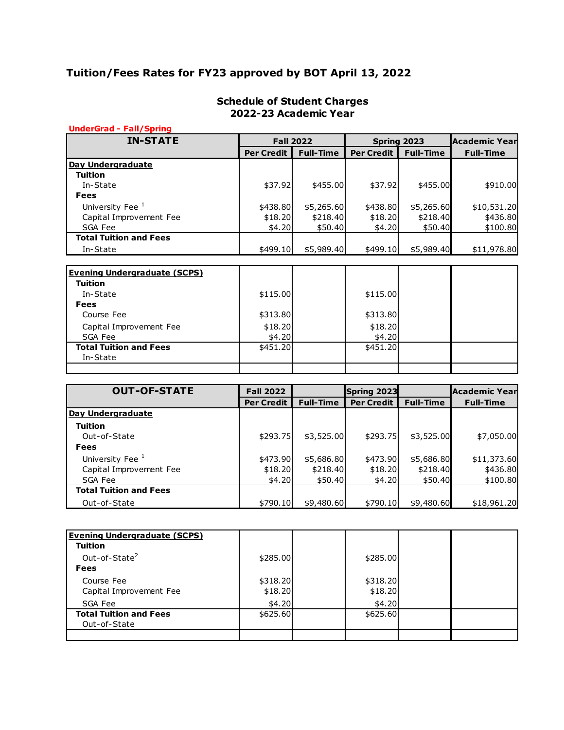# Tuition/Fees Rates for FY23 approved by BOT April 13, 2022

## Schedule of Student Charges
## 2022-23 Academic Year

**UnderGrad - Fall/Spring**

| IN-STATE | Fall 2022 | | Spring 2023 | | Academic Year |
|---|---|---|---|---|---|
| | Per Credit | Full-Time | Per Credit | Full-Time | Full-Time |
| **Day Undergraduate** | | | | | |
| **Tuition** | | | | | |
| In-State | $37.92 | $455.00 | $37.92 | $455.00 | $910.00 |
| **Fees** | | | | | |
| University Fee [1] | $438.80 | $5,265.60 | $438.80 | $5,265.60 | $10,531.20 |
| Capital Improvement Fee | $18.20 | $218.40 | $18.20 | $218.40 | $436.80 |
| SGA Fee | $4.20 | $50.40 | $4.20 | $50.40 | $100.80 |
| **Total Tuition and Fees** | | | | | |
| In-State | $499.10 | $5,989.40 | $499.10 | $5,989.40 | $11,978.80 |

| **Evening Undergraduate (SCPS)** | | | | | |
|---|---|---|---|---|---|
| **Tuition** | | | | | |
| In-State | $115.00 | | $115.00 | | |
| **Fees** | | | | | |
| Course Fee | $313.80 | | $313.80 | | |
| Capital Improvement Fee | $18.20 | | $18.20 | | |
| SGA Fee | $4.20 | | $4.20 | | |
| **Total Tuition and Fees** | $451.20 | | $451.20 | | |
| In-State | | | | | |

| OUT-OF-STATE | Fall 2022 | | Spring 2023 | | Academic Year |
|---|---|---|---|---|---|
| | Per Credit | Full-Time | Per Credit | Full-Time | Full-Time |
| **Day Undergraduate** | | | | | |
| **Tuition** | | | | | |
| Out-of-State | $293.75 | $3,525.00 | $293.75 | $3,525.00 | $7,050.00 |
| **Fees** | | | | | |
| University Fee [1] | $473.90 | $5,686.80 | $473.90 | $5,686.80 | $11,373.60 |
| Capital Improvement Fee | $18.20 | $218.40 | $18.20 | $218.40 | $436.80 |
| SGA Fee | $4.20 | $50.40 | $4.20 | $50.40 | $100.80 |
| **Total Tuition and Fees** | | | | | |
| Out-of-State | $790.10 | $9,480.60 | $790.10 | $9,480.60 | $18,961.20 |

| **Evening Undergraduate (SCPS)** | | | | | |
|---|---|---|---|---|---|
| **Tuition** | | | | | |
| Out-of-State[2] | $285.00 | | $285.00 | | |
| **Fees** | | | | | |
| Course Fee | $318.20 | | $318.20 | | |
| Capital Improvement Fee | $18.20 | | $18.20 | | |
| SGA Fee | $4.20 | | $4.20 | | |
| **Total Tuition and Fees** | $625.60 | | $625.60 | | |
| Out-of-State | | | | | |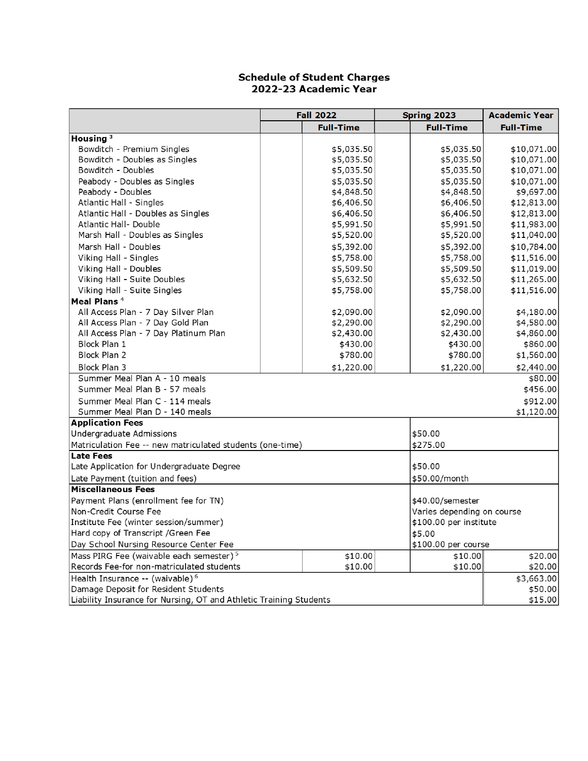# Schedule of Student Charges
## 2022-23 Academic Year

| | Fall 2022 | | Spring 2023 | | Academic Year |
|---|---|---|---|---|---|
| | | Full-Time | | Full-Time | Full-Time |
| **Housing** [3] | | | | | |
| Bowditch - Premium Singles | | $5,035.50 | | $5,035.50 | $10,071.00 |
| Bowditch - Doubles as Singles | | $5,035.50 | | $5,035.50 | $10,071.00 |
| Bowditch - Doubles | | $5,035.50 | | $5,035.50 | $10,071.00 |
| Peabody - Doubles as Singles | | $5,035.50 | | $5,035.50 | $10,071.00 |
| Peabody - Doubles | | $4,848.50 | | $4,848.50 | $9,697.00 |
| Atlantic Hall - Singles | | $6,406.50 | | $6,406.50 | $12,813.00 |
| Atlantic Hall - Doubles as Singles | | $6,406.50 | | $6,406.50 | $12,813.00 |
| Atlantic Hall- Double | | $5,991.50 | | $5,991.50 | $11,983.00 |
| Marsh Hall - Doubles as Singles | | $5,520.00 | | $5,520.00 | $11,040.00 |
| Marsh Hall - Doubles | | $5,392.00 | | $5,392.00 | $10,784.00 |
| Viking Hall - Singles | | $5,758.00 | | $5,758.00 | $11,516.00 |
| Viking Hall - Doubles | | $5,509.50 | | $5,509.50 | $11,019.00 |
| Viking Hall - Suite Doubles | | $5,632.50 | | $5,632.50 | $11,265.00 |
| Viking Hall - Suite Singles | | $5,758.00 | | $5,758.00 | $11,516.00 |
| **Meal Plans** [4] | | | | | |
| All Access Plan - 7 Day Silver Plan | | $2,090.00 | | $2,090.00 | $4,180.00 |
| All Access Plan - 7 Day Gold Plan | | $2,290.00 | | $2,290.00 | $4,580.00 |
| All Access Plan - 7 Day Platinum Plan | | $2,430.00 | | $2,430.00 | $4,860.00 |
| Block Plan 1 | | $430.00 | | $430.00 | $860.00 |
| Block Plan 2 | | $780.00 | | $780.00 | $1,560.00 |
| Block Plan 3 | | $1,220.00 | | $1,220.00 | $2,440.00 |
| Summer Meal Plan A - 10 meals | | | | | $80.00 |
| Summer Meal Plan B - 57 meals | | | | | $456.00 |
| Summer Meal Plan C - 114 meals | | | | | $912.00 |
| Summer Meal Plan D - 140 meals | | | | | $1,120.00 |
| **Application Fees** | | | | | |
| Undergraduate Admissions | | | | $50.00 | |
| Matriculation Fee -- new matriculated students (one-time) | | | | $275.00 | |
| **Late Fees** | | | | | |
| Late Application for Undergraduate Degree | | | | $50.00 | |
| Late Payment (tuition and fees) | | | | $50.00/month | |
| **Miscellaneous Fees** | | | | | |
| Payment Plans (enrollment fee for TN) | | | | $40.00/semester | |
| Non-Credit Course Fee | | | | Varies depending on course | |
| Institute Fee (winter session/summer) | | | | $100.00 per institute | |
| Hard copy of Transcript /Green Fee | | | | $5.00 | |
| Day School Nursing Resource Center Fee | | | | $100.00 per course | |
| Mass PIRG Fee (waivable each semester) [5] | | $10.00 | | $10.00 | $20.00 |
| Records Fee-for non-matriculated students | | $10.00 | | $10.00 | $20.00 |
| Health Insurance -- (waivable) [6] | | | | | $3,663.00 |
| Damage Deposit for Resident Students | | | | | $50.00 |
| Liability Insurance for Nursing, OT and Athletic Training Students | | | | | $15.00 |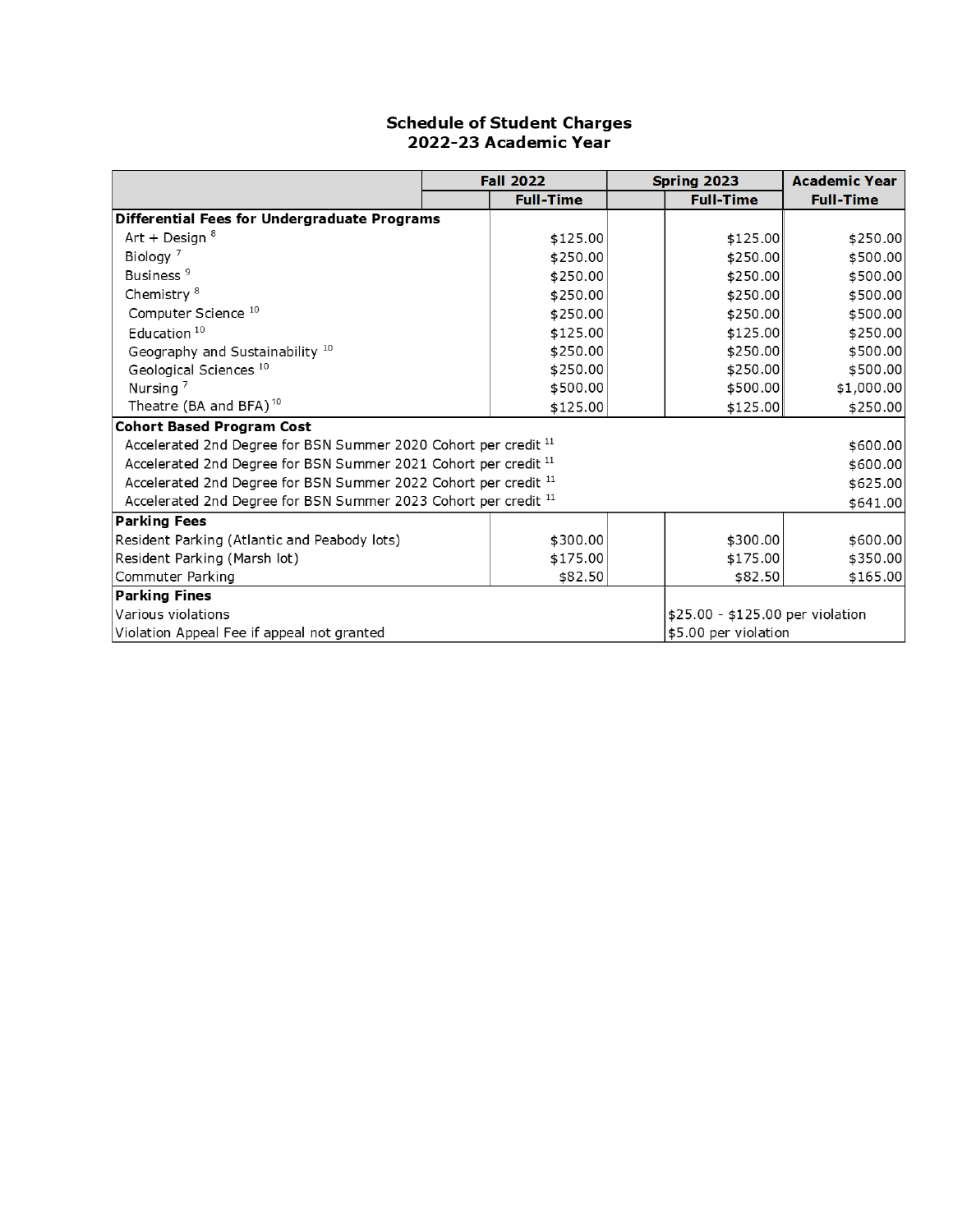# Schedule of Student Charges
## 2022-23 Academic Year

| | Fall 2022 | | Spring 2023 | | Academic Year |
|---|---|---|---|---|---|
| | | Full-Time | | Full-Time | Full-Time |
| **Differential Fees for Undergraduate Programs** | | | | | |
| Art + Design [8] | | $125.00 | | $125.00 | $250.00 |
| Biology [7] | | $250.00 | | $250.00 | $500.00 |
| Business [9] | | $250.00 | | $250.00 | $500.00 |
| Chemistry [8] | | $250.00 | | $250.00 | $500.00 |
| Computer Science [10] | | $250.00 | | $250.00 | $500.00 |
| Education [10] | | $125.00 | | $125.00 | $250.00 |
| Geography and Sustainability [10] | | $250.00 | | $250.00 | $500.00 |
| Geological Sciences [10] | | $250.00 | | $250.00 | $500.00 |
| Nursing [7] | | $500.00 | | $500.00 | $1,000.00 |
| Theatre (BA and BFA) [10] | | $125.00 | | $125.00 | $250.00 |
| **Cohort Based Program Cost** | | | | | |
| Accelerated 2nd Degree for BSN Summer 2020 Cohort per credit [11] | | | | | $600.00 |
| Accelerated 2nd Degree for BSN Summer 2021 Cohort per credit [11] | | | | | $600.00 |
| Accelerated 2nd Degree for BSN Summer 2022 Cohort per credit [11] | | | | | $625.00 |
| Accelerated 2nd Degree for BSN Summer 2023 Cohort per credit [11] | | | | | $641.00 |
| **Parking Fees** | | | | | |
| Resident Parking (Atlantic and Peabody lots) | | $300.00 | | $300.00 | $600.00 |
| Resident Parking (Marsh lot) | | $175.00 | | $175.00 | $350.00 |
| Commuter Parking | | $82.50 | | $82.50 | $165.00 |
| **Parking Fines** | | | | | |
| Various violations | | | $25.00 - $125.00 per violation | | |
| Violation Appeal Fee if appeal not granted | | | $5.00 per violation | | |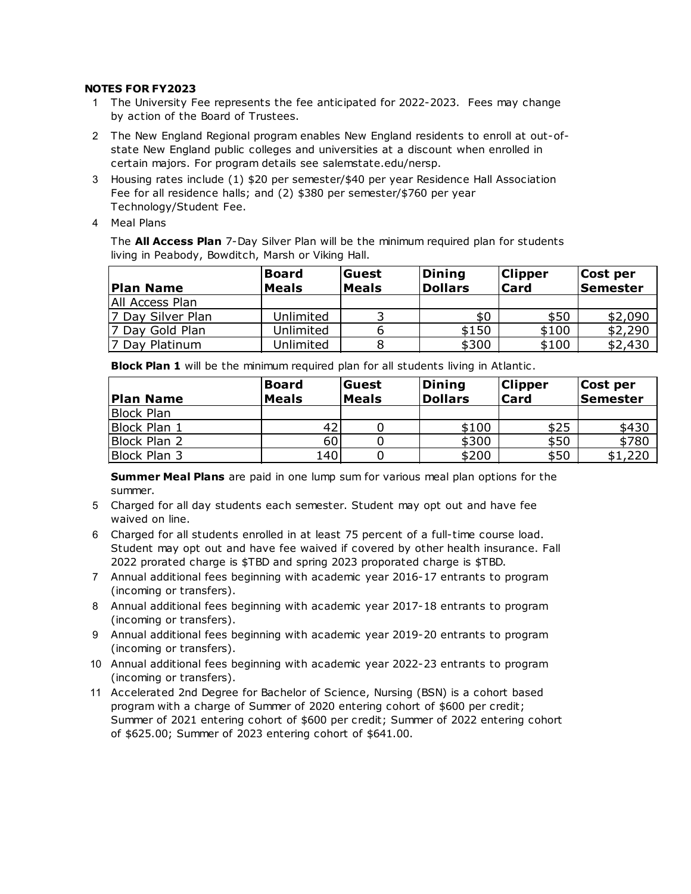**NOTES FOR FY2023**

1. The University Fee represents the fee anticipated for 2022-2023. Fees may change by action of the Board of Trustees.
2. The New England Regional program enables New England residents to enroll at out-of-state New England public colleges and universities at a discount when enrolled in certain majors. For program details see salemstate.edu/nersp.
3. Housing rates include (1) $20 per semester/$40 per year Residence Hall Association Fee for all residence halls; and (2) $380 per semester/$760 per year Technology/Student Fee.
4. Meal Plans

   The **All Access Plan** 7-Day Silver Plan will be the minimum required plan for students living in Peabody, Bowditch, Marsh or Viking Hall.

   | Plan Name | Board Meals | Guest Meals | Dining Dollars | Clipper Card | Cost per Semester |
   |---|---|---|---|---|---|
   | All Access Plan | | | | | |
   | 7 Day Silver Plan | Unlimited | 3 | $0 | $50 | $2,090 |
   | 7 Day Gold Plan | Unlimited | 6 | $150 | $100 | $2,290 |
   | 7 Day Platinum | Unlimited | 8 | $300 | $100 | $2,430 |

   **Block Plan 1** will be the minimum required plan for all students living in Atlantic.

   | Plan Name | Board Meals | Guest Meals | Dining Dollars | Clipper Card | Cost per Semester |
   |---|---|---|---|---|---|
   | Block Plan | | | | | |
   | Block Plan 1 | 42 | 0 | $100 | $25 | $430 |
   | Block Plan 2 | 60 | 0 | $300 | $50 | $780 |
   | Block Plan 3 | 140 | 0 | $200 | $50 | $1,220 |

   **Summer Meal Plans** are paid in one lump sum for various meal plan options for the summer.
5. Charged for all day students each semester. Student may opt out and have fee waived on line.
6. Charged for all students enrolled in at least 75 percent of a full-time course load. Student may opt out and have fee waived if covered by other health insurance. Fall 2022 prorated charge is $TBD and spring 2023 proporated charge is $TBD.
7. Annual additional fees beginning with academic year 2016-17 entrants to program (incoming or transfers).
8. Annual additional fees beginning with academic year 2017-18 entrants to program (incoming or transfers).
9. Annual additional fees beginning with academic year 2019-20 entrants to program (incoming or transfers).
10. Annual additional fees beginning with academic year 2022-23 entrants to program (incoming or transfers).
11. Accelerated 2nd Degree for Bachelor of Science, Nursing (BSN) is a cohort based program with a charge of Summer of 2020 entering cohort of $600 per credit; Summer of 2021 entering cohort of $600 per credit; Summer of 2022 entering cohort of $625.00; Summer of 2023 entering cohort of $641.00.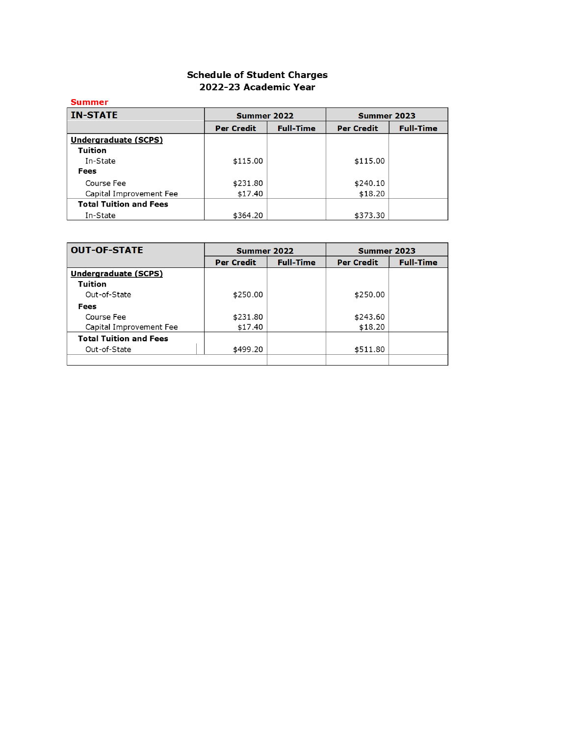## Schedule of Student Charges
## 2022-23 Academic Year

**Summer**

| IN-STATE | Summer 2022 | | Summer 2023 | |
|---|---|---|---|---|
| | Per Credit | Full-Time | Per Credit | Full-Time |
| **Undergraduate (SCPS)** | | | | |
| **Tuition** | | | | |
| In-State | $115.00 | | $115.00 | |
| **Fees** | | | | |
| Course Fee | $231.80 | | $240.10 | |
| Capital Improvement Fee | $17.40 | | $18.20 | |
| **Total Tuition and Fees** | | | | |
| In-State | $364.20 | | $373.30 | |

| OUT-OF-STATE | Summer 2022 | | Summer 2023 | |
|---|---|---|---|---|
| | Per Credit | Full-Time | Per Credit | Full-Time |
| **Undergraduate (SCPS)** | | | | |
| **Tuition** | | | | |
| Out-of-State | $250.00 | | $250.00 | |
| **Fees** | | | | |
| Course Fee | $231.80 | | $243.60 | |
| Capital Improvement Fee | $17.40 | | $18.20 | |
| **Total Tuition and Fees** | | | | |
| Out-of-State | $499.20 | | $511.80 | |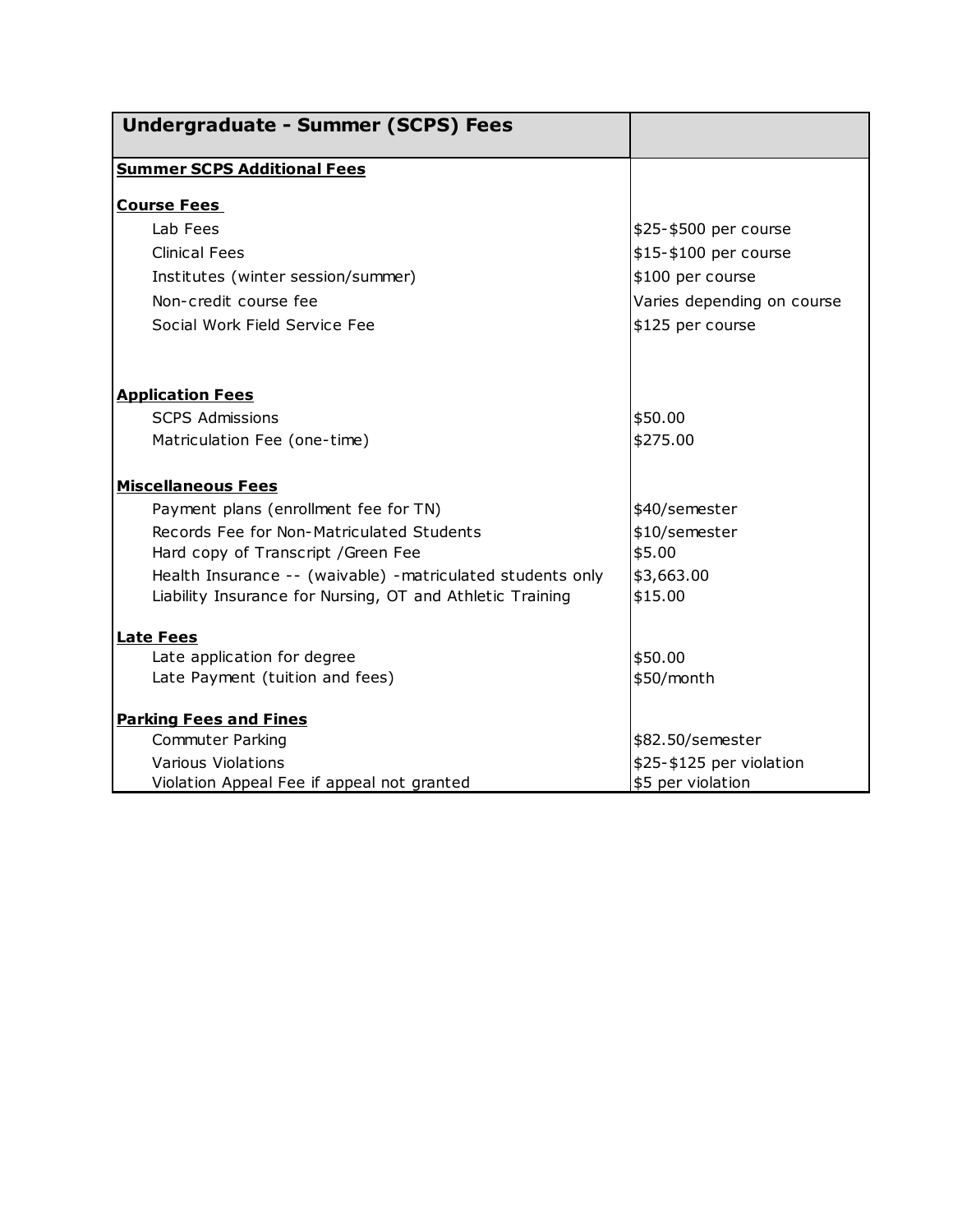| Undergraduate - Summer (SCPS) Fees | |
|---|---|
| **Summer SCPS Additional Fees** | |
| **Course Fees** | |
| Lab Fees | $25-$500 per course |
| Clinical Fees | $15-$100 per course |
| Institutes (winter session/summer) | $100 per course |
| Non-credit course fee | Varies depending on course |
| Social Work Field Service Fee | $125 per course |
| **Application Fees** | |
| SCPS Admissions | $50.00 |
| Matriculation Fee (one-time) | $275.00 |
| **Miscellaneous Fees** | |
| Payment plans (enrollment fee for TN) | $40/semester |
| Records Fee for Non-Matriculated Students | $10/semester |
| Hard copy of Transcript /Green Fee | $5.00 |
| Health Insurance -- (waivable) -matriculated students only | $3,663.00 |
| Liability Insurance for Nursing, OT and Athletic Training | $15.00 |
| **Late Fees** | |
| Late application for degree | $50.00 |
| Late Payment (tuition and fees) | $50/month |
| **Parking Fees and Fines** | |
| Commuter Parking | $82.50/semester |
| Various Violations | $25-$125 per violation |
| Violation Appeal Fee if appeal not granted | $5 per violation |